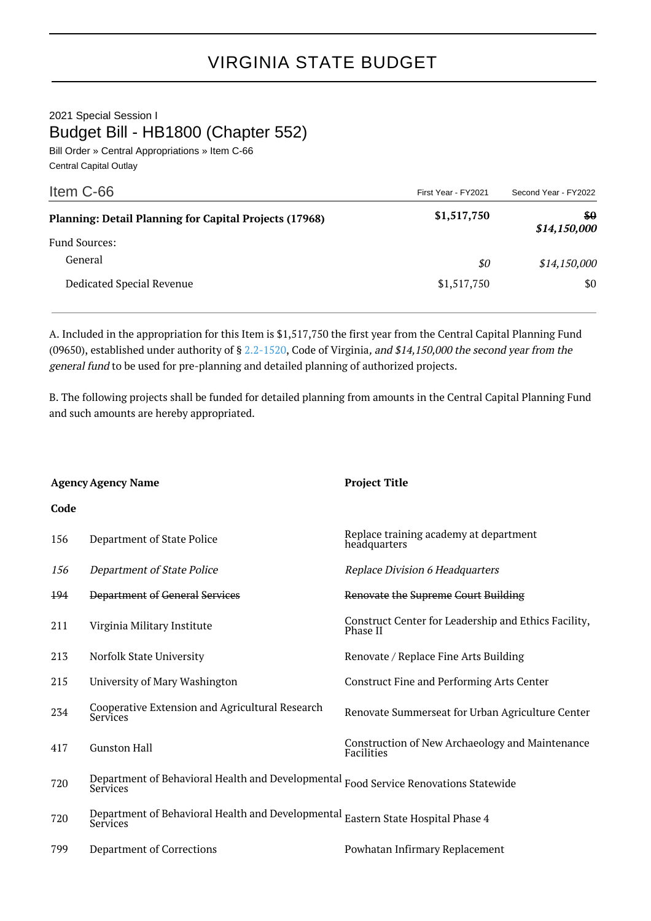# VIRGINIA STATE BUDGET

2021 Special Session I

## Budget Bill - HB1800 (Chapter 552)

Bill Order » Central Appropriations » Item C-66

Central Capital Outlay

| Item C-66 | First Year - FY2021 | Second Year - FY2022 |
|---|---|---|
| **Planning: Detail Planning for Capital Projects (17968)** | **$1,517,750** | ~~**$0**~~ ***$14,150,000*** |
| Fund Sources: | | |
| General | *$0* | *$14,150,000* |
| Dedicated Special Revenue | $1,517,750 | $0 |

A. Included in the appropriation for this Item is $1,517,750 the first year from the Central Capital Planning Fund (09650), established under authority of § 2.2-1520, Code of Virginia*, and $14,150,000 the second year from the general fund* to be used for pre-planning and detailed planning of authorized projects.

B. The following projects shall be funded for detailed planning from amounts in the Central Capital Planning Fund and such amounts are hereby appropriated.

| Agency Code | Agency Name | Project Title |
|---|---|---|
| 156 | Department of State Police | Replace training academy at department headquarters |
| *156* | *Department of State Police* | *Replace Division 6 Headquarters* |
| ~~194~~ | ~~Department of General Services~~ | ~~Renovate the Supreme Court Building~~ |
| 211 | Virginia Military Institute | Construct Center for Leadership and Ethics Facility, Phase II |
| 213 | Norfolk State University | Renovate / Replace Fine Arts Building |
| 215 | University of Mary Washington | Construct Fine and Performing Arts Center |
| 234 | Cooperative Extension and Agricultural Research Services | Renovate Summerseat for Urban Agriculture Center |
| 417 | Gunston Hall | Construction of New Archaeology and Maintenance Facilities |
| 720 | Department of Behavioral Health and Developmental Services | Food Service Renovations Statewide |
| 720 | Department of Behavioral Health and Developmental Services | Eastern State Hospital Phase 4 |
| 799 | Department of Corrections | Powhatan Infirmary Replacement |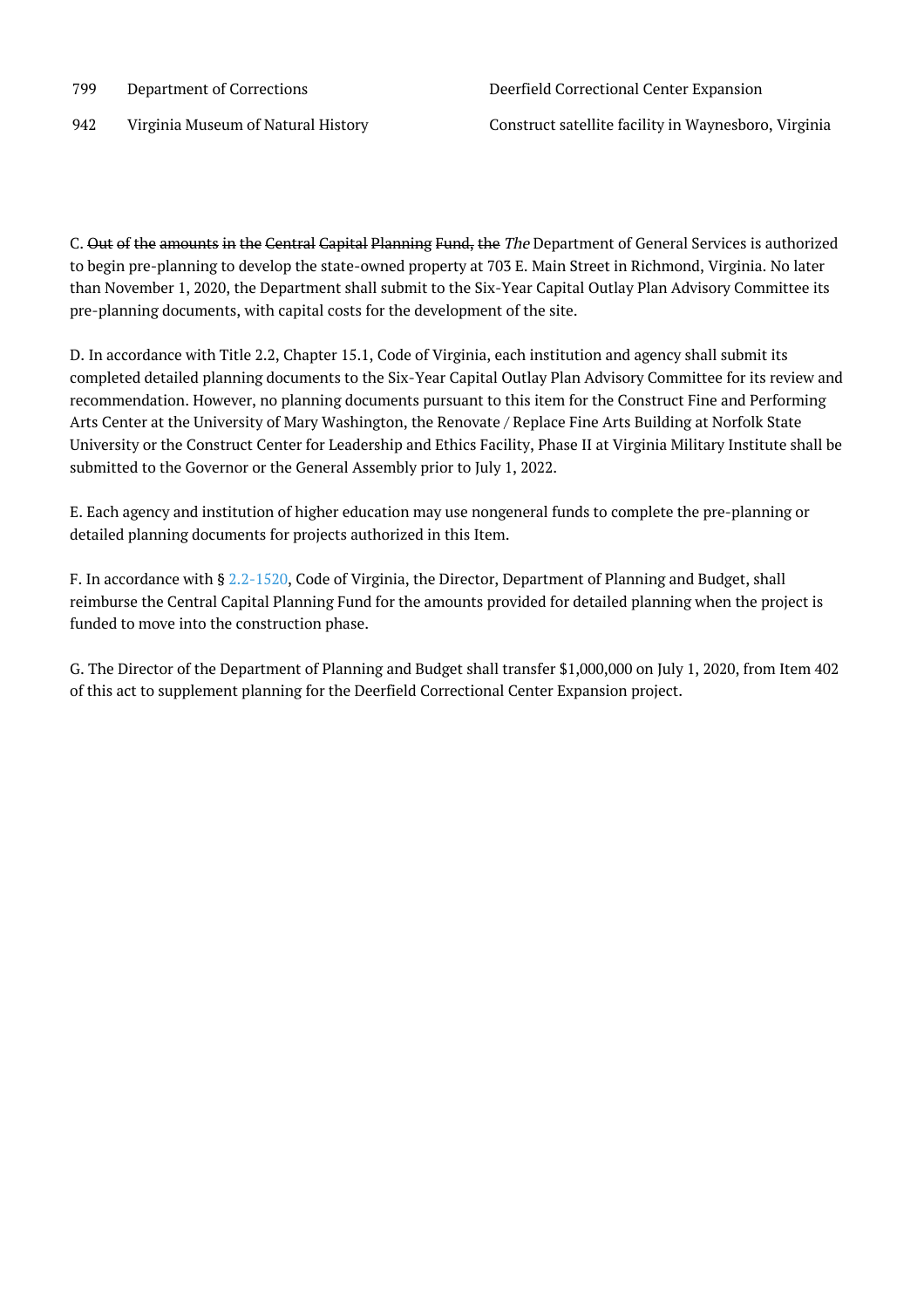| | | |
|---|---|---|
| 799 | Department of Corrections | Deerfield Correctional Center Expansion |
| 942 | Virginia Museum of Natural History | Construct satellite facility in Waynesboro, Virginia |

C. ~~Out of the amounts in the Central Capital Planning Fund, the~~ *The* Department of General Services is authorized to begin pre-planning to develop the state-owned property at 703 E. Main Street in Richmond, Virginia. No later than November 1, 2020, the Department shall submit to the Six-Year Capital Outlay Plan Advisory Committee its pre-planning documents, with capital costs for the development of the site.

D. In accordance with Title 2.2, Chapter 15.1, Code of Virginia, each institution and agency shall submit its completed detailed planning documents to the Six-Year Capital Outlay Plan Advisory Committee for its review and recommendation. However, no planning documents pursuant to this item for the Construct Fine and Performing Arts Center at the University of Mary Washington, the Renovate / Replace Fine Arts Building at Norfolk State University or the Construct Center for Leadership and Ethics Facility, Phase II at Virginia Military Institute shall be submitted to the Governor or the General Assembly prior to July 1, 2022.

E. Each agency and institution of higher education may use nongeneral funds to complete the pre-planning or detailed planning documents for projects authorized in this Item.

F. In accordance with § 2.2-1520, Code of Virginia, the Director, Department of Planning and Budget, shall reimburse the Central Capital Planning Fund for the amounts provided for detailed planning when the project is funded to move into the construction phase.

G. The Director of the Department of Planning and Budget shall transfer $1,000,000 on July 1, 2020, from Item 402 of this act to supplement planning for the Deerfield Correctional Center Expansion project.